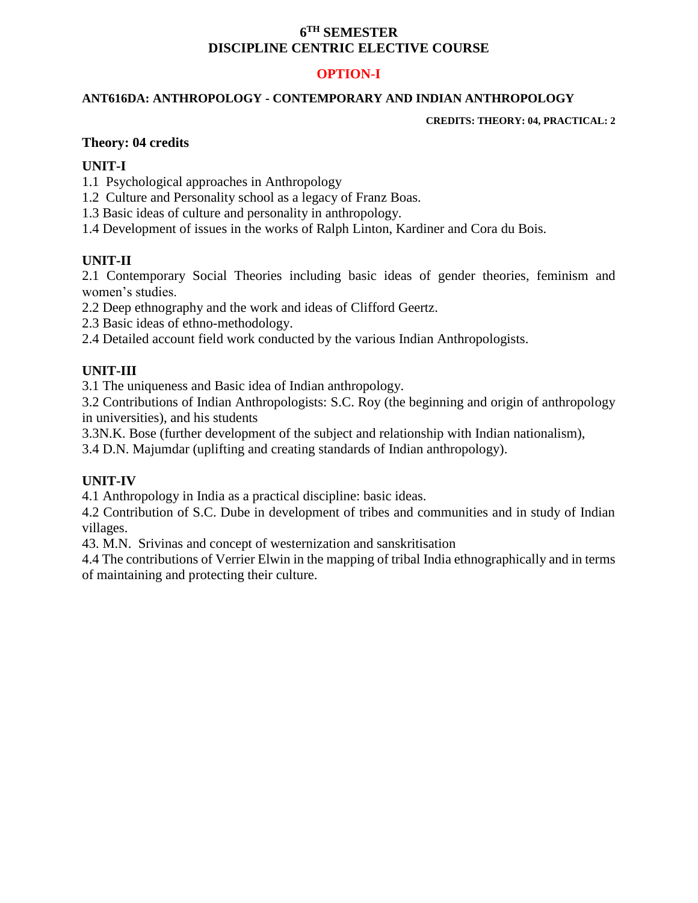# 6TH SEMESTER
# DISCIPLINE CENTRIC ELECTIVE COURSE

## OPTION-I

### ANT616DA: ANTHROPOLOGY - CONTEMPORARY AND INDIAN ANTHROPOLOGY

**CREDITS: THEORY: 04, PRACTICAL: 2**

**Theory: 04 credits**

**UNIT-I**

1.1 Psychological approaches in Anthropology
1.2 Culture and Personality school as a legacy of Franz Boas.
1.3 Basic ideas of culture and personality in anthropology.
1.4 Development of issues in the works of Ralph Linton, Kardiner and Cora du Bois.

**UNIT-II**

2.1 Contemporary Social Theories including basic ideas of gender theories, feminism and women's studies.
2.2 Deep ethnography and the work and ideas of Clifford Geertz.
2.3 Basic ideas of ethno-methodology.
2.4 Detailed account field work conducted by the various Indian Anthropologists.

**UNIT-III**

3.1 The uniqueness and Basic idea of Indian anthropology.
3.2 Contributions of Indian Anthropologists: S.C. Roy (the beginning and origin of anthropology in universities), and his students
3.3N.K. Bose (further development of the subject and relationship with Indian nationalism),
3.4 D.N. Majumdar (uplifting and creating standards of Indian anthropology).

**UNIT-IV**

4.1 Anthropology in India as a practical discipline: basic ideas.
4.2 Contribution of S.C. Dube in development of tribes and communities and in study of Indian villages.
43. M.N. Srivinas and concept of westernization and sanskritisation
4.4 The contributions of Verrier Elwin in the mapping of tribal India ethnographically and in terms of maintaining and protecting their culture.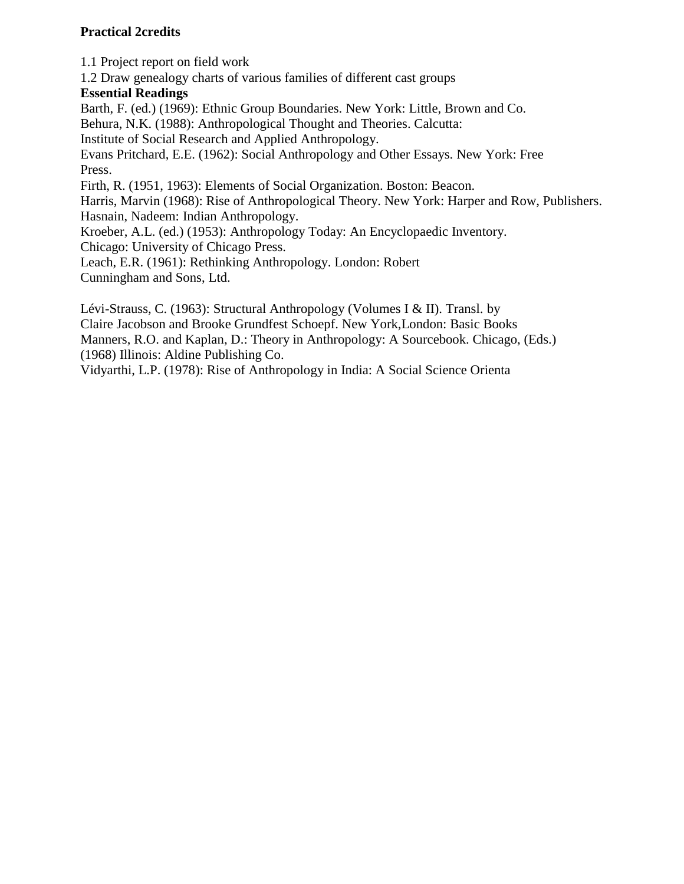**Practical 2credits**

1.1 Project report on field work
1.2 Draw genealogy charts of various families of different cast groups

**Essential Readings**

Barth, F. (ed.) (1969): Ethnic Group Boundaries. New York: Little, Brown and Co.
Behura, N.K. (1988): Anthropological Thought and Theories. Calcutta: Institute of Social Research and Applied Anthropology.
Evans Pritchard, E.E. (1962): Social Anthropology and Other Essays. New York: Free Press.
Firth, R. (1951, 1963): Elements of Social Organization. Boston: Beacon.
Harris, Marvin (1968): Rise of Anthropological Theory. New York: Harper and Row, Publishers.
Hasnain, Nadeem: Indian Anthropology.
Kroeber, A.L. (ed.) (1953): Anthropology Today: An Encyclopaedic Inventory. Chicago: University of Chicago Press.
Leach, E.R. (1961): Rethinking Anthropology. London: Robert Cunningham and Sons, Ltd.

Lévi-Strauss, C. (1963): Structural Anthropology (Volumes I & II). Transl. by Claire Jacobson and Brooke Grundfest Schoepf. New York,London: Basic Books
Manners, R.O. and Kaplan, D.: Theory in Anthropology: A Sourcebook. Chicago, (Eds.) (1968) Illinois: Aldine Publishing Co.
Vidyarthi, L.P. (1978): Rise of Anthropology in India: A Social Science Orienta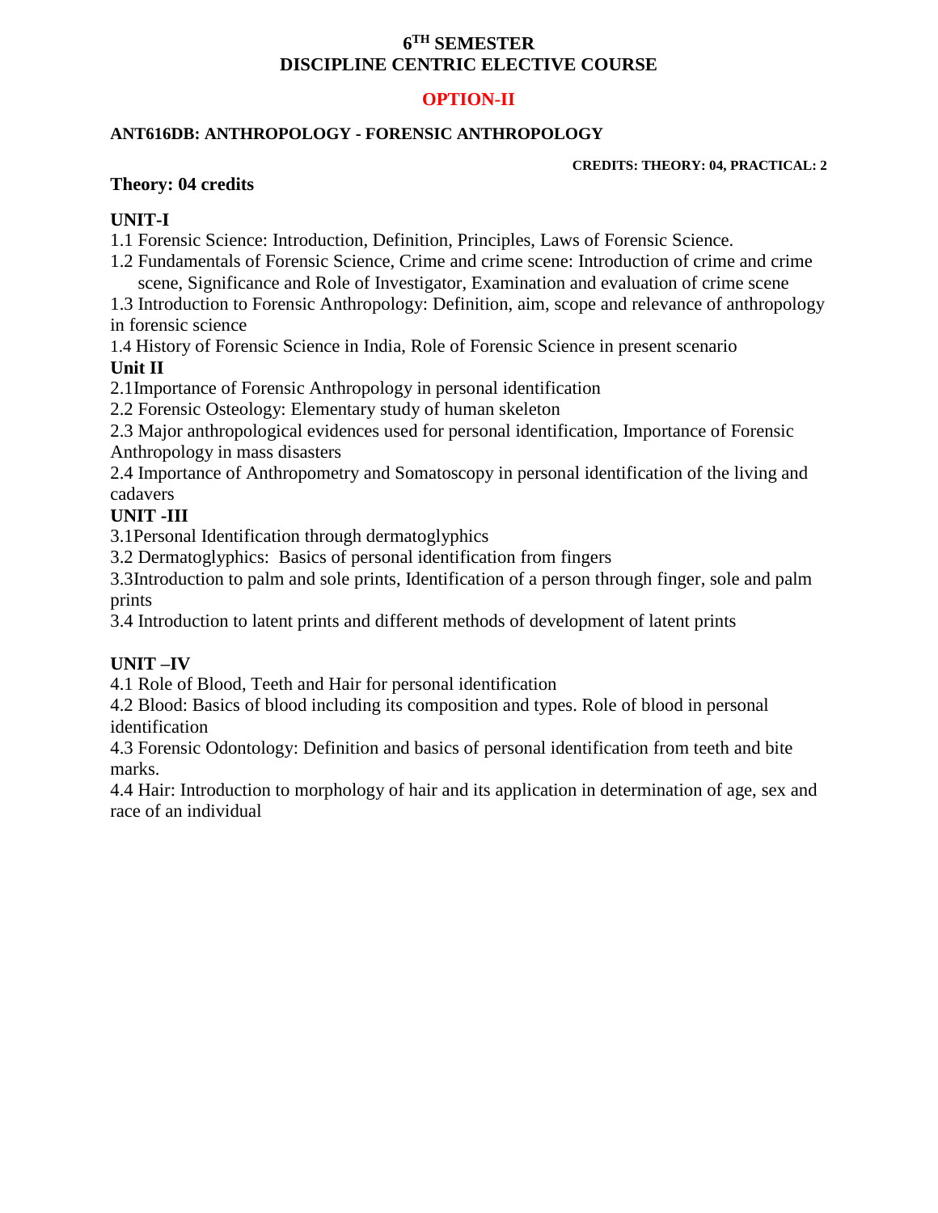# 6TH SEMESTER
# DISCIPLINE CENTRIC ELECTIVE COURSE

## OPTION-II

### ANT616DB: ANTHROPOLOGY - FORENSIC ANTHROPOLOGY

**CREDITS: THEORY: 04, PRACTICAL: 2**

**Theory: 04 credits**

**UNIT-I**

1.1 Forensic Science: Introduction, Definition, Principles, Laws of Forensic Science.

1.2 Fundamentals of Forensic Science, Crime and crime scene: Introduction of crime and crime scene, Significance and Role of Investigator, Examination and evaluation of crime scene

1.3 Introduction to Forensic Anthropology: Definition, aim, scope and relevance of anthropology in forensic science

1.4 History of Forensic Science in India, Role of Forensic Science in present scenario

**Unit II**

2.1Importance of Forensic Anthropology in personal identification

2.2 Forensic Osteology: Elementary study of human skeleton

2.3 Major anthropological evidences used for personal identification, Importance of Forensic Anthropology in mass disasters

2.4 Importance of Anthropometry and Somatoscopy in personal identification of the living and cadavers

**UNIT -III**

3.1Personal Identification through dermatoglyphics

3.2 Dermatoglyphics: Basics of personal identification from fingers

3.3Introduction to palm and sole prints, Identification of a person through finger, sole and palm prints

3.4 Introduction to latent prints and different methods of development of latent prints

**UNIT –IV**

4.1 Role of Blood, Teeth and Hair for personal identification

4.2 Blood: Basics of blood including its composition and types. Role of blood in personal identification

4.3 Forensic Odontology: Definition and basics of personal identification from teeth and bite marks.

4.4 Hair: Introduction to morphology of hair and its application in determination of age, sex and race of an individual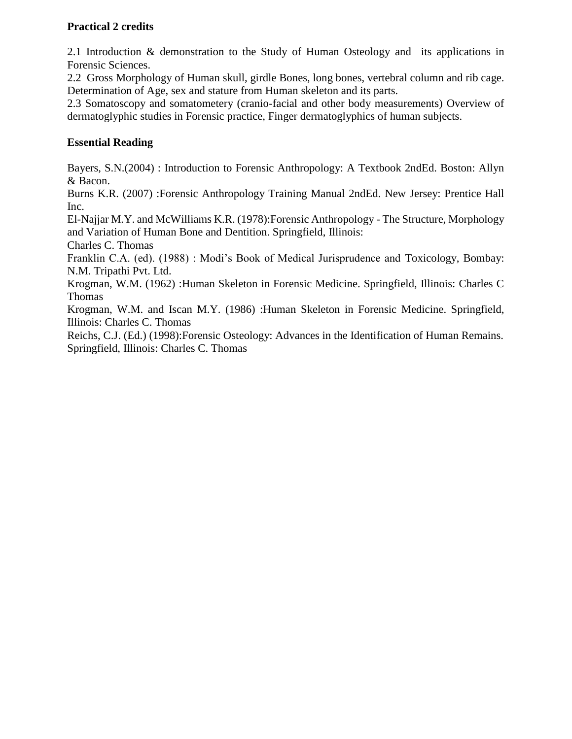**Practical 2 credits**

2.1 Introduction & demonstration to the Study of Human Osteology and its applications in Forensic Sciences.
2.2 Gross Morphology of Human skull, girdle Bones, long bones, vertebral column and rib cage. Determination of Age, sex and stature from Human skeleton and its parts.
2.3 Somatoscopy and somatometery (cranio-facial and other body measurements) Overview of dermatoglyphic studies in Forensic practice, Finger dermatoglyphics of human subjects.

**Essential Reading**

Bayers, S.N.(2004) : Introduction to Forensic Anthropology: A Textbook 2ndEd. Boston: Allyn & Bacon.
Burns K.R. (2007) :Forensic Anthropology Training Manual 2ndEd. New Jersey: Prentice Hall Inc.
El-Najjar M.Y. and McWilliams K.R. (1978):Forensic Anthropology - The Structure, Morphology and Variation of Human Bone and Dentition. Springfield, Illinois:
Charles C. Thomas
Franklin C.A. (ed). (1988) : Modi's Book of Medical Jurisprudence and Toxicology, Bombay: N.M. Tripathi Pvt. Ltd.
Krogman, W.M. (1962) :Human Skeleton in Forensic Medicine. Springfield, Illinois: Charles C Thomas
Krogman, W.M. and Iscan M.Y. (1986) :Human Skeleton in Forensic Medicine. Springfield, Illinois: Charles C. Thomas
Reichs, C.J. (Ed.) (1998):Forensic Osteology: Advances in the Identification of Human Remains. Springfield, Illinois: Charles C. Thomas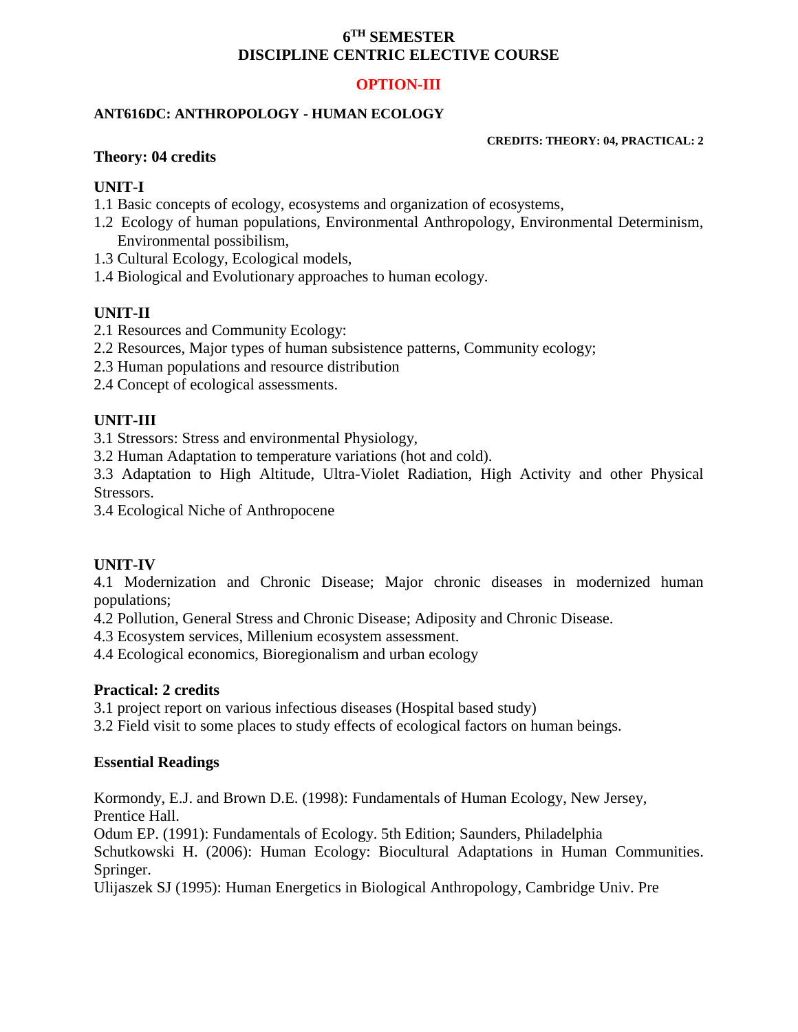# 6TH SEMESTER
# DISCIPLINE CENTRIC ELECTIVE COURSE

## OPTION-III

### ANT616DC: ANTHROPOLOGY - HUMAN ECOLOGY

**CREDITS: THEORY: 04, PRACTICAL: 2**

**Theory: 04 credits**

**UNIT-I**

1.1 Basic concepts of ecology, ecosystems and organization of ecosystems,
1.2 Ecology of human populations, Environmental Anthropology, Environmental Determinism, Environmental possibilism,
1.3 Cultural Ecology, Ecological models,
1.4 Biological and Evolutionary approaches to human ecology.

**UNIT-II**

2.1 Resources and Community Ecology:
2.2 Resources, Major types of human subsistence patterns, Community ecology;
2.3 Human populations and resource distribution
2.4 Concept of ecological assessments.

**UNIT-III**

3.1 Stressors: Stress and environmental Physiology,
3.2 Human Adaptation to temperature variations (hot and cold).
3.3 Adaptation to High Altitude, Ultra-Violet Radiation, High Activity and other Physical Stressors.
3.4 Ecological Niche of Anthropocene

**UNIT-IV**

4.1 Modernization and Chronic Disease; Major chronic diseases in modernized human populations;
4.2 Pollution, General Stress and Chronic Disease; Adiposity and Chronic Disease.
4.3 Ecosystem services, Millenium ecosystem assessment.
4.4 Ecological economics, Bioregionalism and urban ecology

**Practical: 2 credits**

3.1 project report on various infectious diseases (Hospital based study)
3.2 Field visit to some places to study effects of ecological factors on human beings.

**Essential Readings**

Kormondy, E.J. and Brown D.E. (1998): Fundamentals of Human Ecology, New Jersey, Prentice Hall.
Odum EP. (1991): Fundamentals of Ecology. 5th Edition; Saunders, Philadelphia
Schutkowski H. (2006): Human Ecology: Biocultural Adaptations in Human Communities. Springer.
Ulijaszek SJ (1995): Human Energetics in Biological Anthropology, Cambridge Univ. Pre